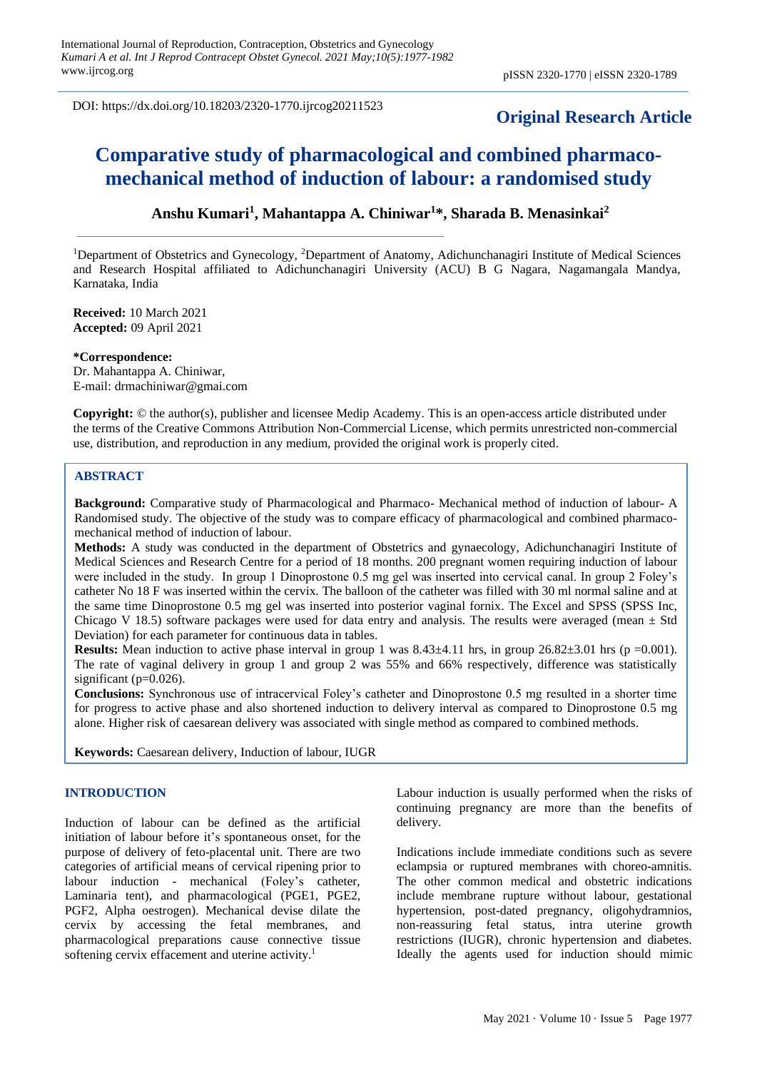DOI: https://dx.doi.org/10.18203/2320-1770.ijrcog20211523

**Original Research Article**

# Comparative study of pharmacological and combined pharmaco-mechanical method of induction of labour: a randomised study

**Anshu Kumari[1], Mahantappa A. Chiniwar[1]*, Sharada B. Menasinkai[2]**

[1]Department of Obstetrics and Gynecology, [2]Department of Anatomy, Adichunchanagiri Institute of Medical Sciences and Research Hospital affiliated to Adichunchanagiri University (ACU) B G Nagara, Nagamangala Mandya, Karnataka, India

**Received:** 10 March 2021
**Accepted:** 09 April 2021

***Correspondence:**
Dr. Mahantappa A. Chiniwar,
E-mail: drmachiniwar@gmai.com

**Copyright:** © the author(s), publisher and licensee Medip Academy. This is an open-access article distributed under the terms of the Creative Commons Attribution Non-Commercial License, which permits unrestricted non-commercial use, distribution, and reproduction in any medium, provided the original work is properly cited.

## ABSTRACT

**Background:** Comparative study of Pharmacological and Pharmaco- Mechanical method of induction of labour- A Randomised study. The objective of the study was to compare efficacy of pharmacological and combined pharmaco-mechanical method of induction of labour.

**Methods:** A study was conducted in the department of Obstetrics and gynaecology, Adichunchanagiri Institute of Medical Sciences and Research Centre for a period of 18 months. 200 pregnant women requiring induction of labour were included in the study. In group 1 Dinoprostone 0.5 mg gel was inserted into cervical canal. In group 2 Foley's catheter No 18 F was inserted within the cervix. The balloon of the catheter was filled with 30 ml normal saline and at the same time Dinoprostone 0.5 mg gel was inserted into posterior vaginal fornix. The Excel and SPSS (SPSS Inc, Chicago V 18.5) software packages were used for data entry and analysis. The results were averaged (mean ± Std Deviation) for each parameter for continuous data in tables.

**Results:** Mean induction to active phase interval in group 1 was 8.43±4.11 hrs, in group 26.82±3.01 hrs ($p = 0.001$). The rate of vaginal delivery in group 1 and group 2 was 55% and 66% respectively, difference was statistically significant ($p = 0.026$).

**Conclusions:** Synchronous use of intracervical Foley's catheter and Dinoprostone 0.5 mg resulted in a shorter time for progress to active phase and also shortened induction to delivery interval as compared to Dinoprostone 0.5 mg alone. Higher risk of caesarean delivery was associated with single method as compared to combined methods.

**Keywords:** Caesarean delivery, Induction of labour, IUGR

## INTRODUCTION

Induction of labour can be defined as the artificial initiation of labour before it's spontaneous onset, for the purpose of delivery of feto-placental unit. There are two categories of artificial means of cervical ripening prior to labour induction - mechanical (Foley's catheter, Laminaria tent), and pharmacological (PGE1, PGE2, PGF2, Alpha oestrogen). Mechanical devise dilate the cervix by accessing the fetal membranes, and pharmacological preparations cause connective tissue softening cervix effacement and uterine activity.[1]

Labour induction is usually performed when the risks of continuing pregnancy are more than the benefits of delivery.

Indications include immediate conditions such as severe eclampsia or ruptured membranes with choreo-amnitis. The other common medical and obstetric indications include membrane rupture without labour, gestational hypertension, post-dated pregnancy, oligohydramnios, non-reassuring fetal status, intra uterine growth restrictions (IUGR), chronic hypertension and diabetes. Ideally the agents used for induction should mimic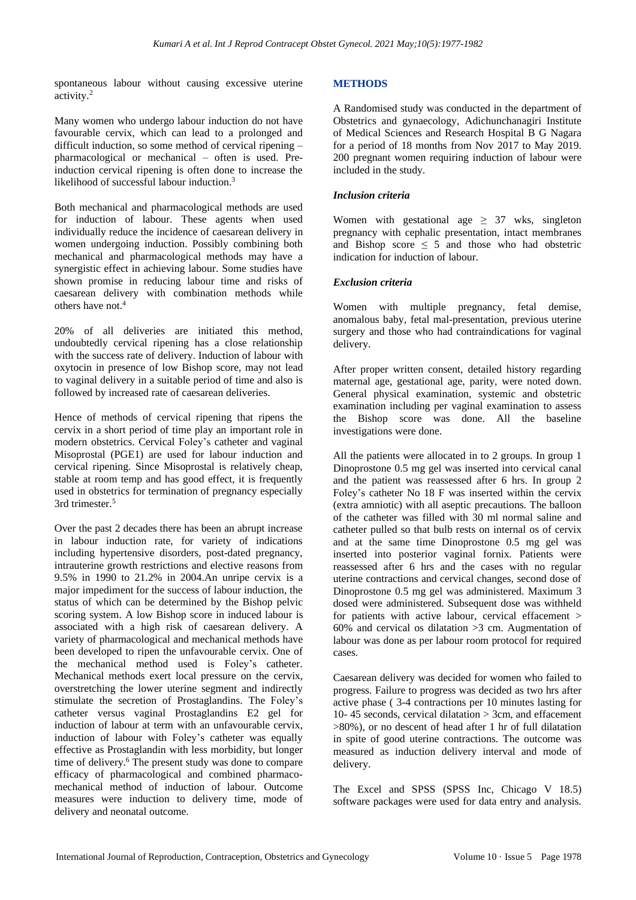spontaneous labour without causing excessive uterine activity.[2]

Many women who undergo labour induction do not have favourable cervix, which can lead to a prolonged and difficult induction, so some method of cervical ripening – pharmacological or mechanical – often is used. Pre-induction cervical ripening is often done to increase the likelihood of successful labour induction.[3]

Both mechanical and pharmacological methods are used for induction of labour. These agents when used individually reduce the incidence of caesarean delivery in women undergoing induction. Possibly combining both mechanical and pharmacological methods may have a synergistic effect in achieving labour. Some studies have shown promise in reducing labour time and risks of caesarean delivery with combination methods while others have not.[4]

20% of all deliveries are initiated this method, undoubtedly cervical ripening has a close relationship with the success rate of delivery. Induction of labour with oxytocin in presence of low Bishop score, may not lead to vaginal delivery in a suitable period of time and also is followed by increased rate of caesarean deliveries.

Hence of methods of cervical ripening that ripens the cervix in a short period of time play an important role in modern obstetrics. Cervical Foley's catheter and vaginal Misoprostal (PGE1) are used for labour induction and cervical ripening. Since Misoprostal is relatively cheap, stable at room temp and has good effect, it is frequently used in obstetrics for termination of pregnancy especially 3rd trimester.[5]

Over the past 2 decades there has been an abrupt increase in labour induction rate, for variety of indications including hypertensive disorders, post-dated pregnancy, intrauterine growth restrictions and elective reasons from 9.5% in 1990 to 21.2% in 2004.An unripe cervix is a major impediment for the success of labour induction, the status of which can be determined by the Bishop pelvic scoring system. A low Bishop score in induced labour is associated with a high risk of caesarean delivery. A variety of pharmacological and mechanical methods have been developed to ripen the unfavourable cervix. One of the mechanical method used is Foley's catheter. Mechanical methods exert local pressure on the cervix, overstretching the lower uterine segment and indirectly stimulate the secretion of Prostaglandins. The Foley's catheter versus vaginal Prostaglandins E2 gel for induction of labour at term with an unfavourable cervix, induction of labour with Foley's catheter was equally effective as Prostaglandin with less morbidity, but longer time of delivery.[6] The present study was done to compare efficacy of pharmacological and combined pharmaco-mechanical method of induction of labour. Outcome measures were induction to delivery time, mode of delivery and neonatal outcome.

## METHODS

A Randomised study was conducted in the department of Obstetrics and gynaecology, Adichunchanagiri Institute of Medical Sciences and Research Hospital B G Nagara for a period of 18 months from Nov 2017 to May 2019. 200 pregnant women requiring induction of labour were included in the study.

### *Inclusion criteria*

Women with gestational age $\geq$ 37 wks, singleton pregnancy with cephalic presentation, intact membranes and Bishop score $\leq$ 5 and those who had obstetric indication for induction of labour.

### *Exclusion criteria*

Women with multiple pregnancy, fetal demise, anomalous baby, fetal mal-presentation, previous uterine surgery and those who had contraindications for vaginal delivery.

After proper written consent, detailed history regarding maternal age, gestational age, parity, were noted down. General physical examination, systemic and obstetric examination including per vaginal examination to assess the Bishop score was done. All the baseline investigations were done.

All the patients were allocated in to 2 groups. In group 1 Dinoprostone 0.5 mg gel was inserted into cervical canal and the patient was reassessed after 6 hrs. In group 2 Foley's catheter No 18 F was inserted within the cervix (extra amniotic) with all aseptic precautions. The balloon of the catheter was filled with 30 ml normal saline and catheter pulled so that bulb rests on internal os of cervix and at the same time Dinoprostone 0.5 mg gel was inserted into posterior vaginal fornix. Patients were reassessed after 6 hrs and the cases with no regular uterine contractions and cervical changes, second dose of Dinoprostone 0.5 mg gel was administered. Maximum 3 dosed were administered. Subsequent dose was withheld for patients with active labour, cervical effacement > 60% and cervical os dilatation >3 cm. Augmentation of labour was done as per labour room protocol for required cases.

Caesarean delivery was decided for women who failed to progress. Failure to progress was decided as two hrs after active phase ( 3-4 contractions per 10 minutes lasting for 10- 45 seconds, cervical dilatation > 3cm, and effacement >80%), or no descent of head after 1 hr of full dilatation in spite of good uterine contractions. The outcome was measured as induction delivery interval and mode of delivery.

The Excel and SPSS (SPSS Inc, Chicago V 18.5) software packages were used for data entry and analysis.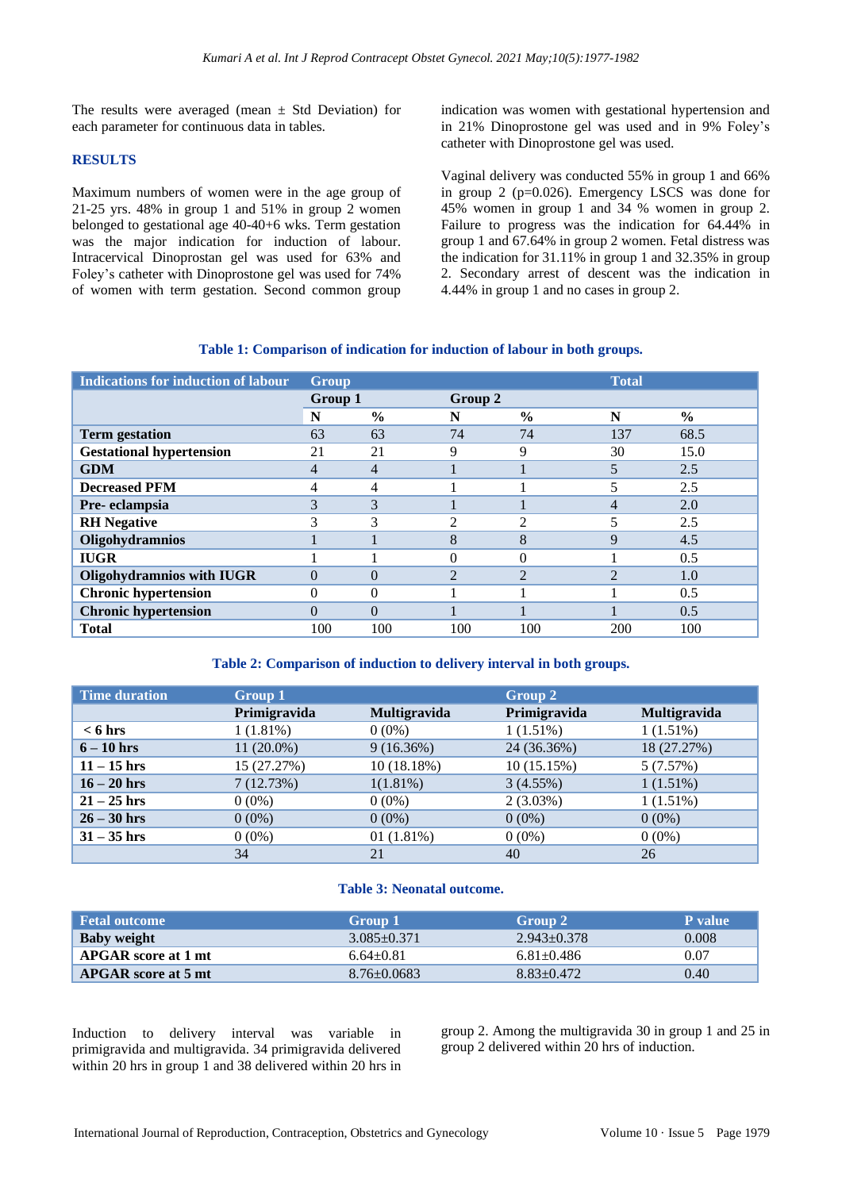The results were averaged (mean ± Std Deviation) for each parameter for continuous data in tables.

## RESULTS

Maximum numbers of women were in the age group of 21-25 yrs. 48% in group 1 and 51% in group 2 women belonged to gestational age 40-40+6 wks. Term gestation was the major indication for induction of labour. Intracervical Dinoprostan gel was used for 63% and Foley's catheter with Dinoprostone gel was used for 74% of women with term gestation. Second common group indication was women with gestational hypertension and in 21% Dinoprostone gel was used and in 9% Foley's catheter with Dinoprostone gel was used.

Vaginal delivery was conducted 55% in group 1 and 66% in group 2 (p=0.026). Emergency LSCS was done for 45% women in group 1 and 34 % women in group 2. Failure to progress was the indication for 64.44% in group 1 and 67.64% in group 2 women. Fetal distress was the indication for 31.11% in group 1 and 32.35% in group 2. Secondary arrest of descent was the indication in 4.44% in group 1 and no cases in group 2.

**Table 1: Comparison of indication for induction of labour in both groups.**

| Indications for induction of labour | Group | | | | Total | |
|---|---|---|---|---|---|---|
| | Group 1 | | Group 2 | | | |
| | N | % | N | % | N | % |
| **Term gestation** | 63 | 63 | 74 | 74 | 137 | 68.5 |
| **Gestational hypertension** | 21 | 21 | 9 | 9 | 30 | 15.0 |
| **GDM** | 4 | 4 | 1 | 1 | 5 | 2.5 |
| **Decreased PFM** | 4 | 4 | 1 | 1 | 5 | 2.5 |
| **Pre- eclampsia** | 3 | 3 | 1 | 1 | 4 | 2.0 |
| **RH Negative** | 3 | 3 | 2 | 2 | 5 | 2.5 |
| **Oligohydramnios** | 1 | 1 | 8 | 8 | 9 | 4.5 |
| **IUGR** | 1 | 1 | 0 | 0 | 1 | 0.5 |
| **Oligohydramnios with IUGR** | 0 | 0 | 2 | 2 | 2 | 1.0 |
| **Chronic hypertension** | 0 | 0 | 1 | 1 | 1 | 0.5 |
| **Chronic hypertension** | 0 | 0 | 1 | 1 | 1 | 0.5 |
| **Total** | 100 | 100 | 100 | 100 | 200 | 100 |

**Table 2: Comparison of induction to delivery interval in both groups.**

| Time duration | Group 1 | | Group 2 | |
|---|---|---|---|---|
| | Primigravida | Multigravida | Primigravida | Multigravida |
| **< 6 hrs** | 1 (1.81%) | 0 (0%) | 1 (1.51%) | 1 (1.51%) |
| **6 – 10 hrs** | 11 (20.0%) | 9 (16.36%) | 24 (36.36%) | 18 (27.27%) |
| **11 – 15 hrs** | 15 (27.27%) | 10 (18.18%) | 10 (15.15%) | 5 (7.57%) |
| **16 – 20 hrs** | 7 (12.73%) | 1(1.81%) | 3 (4.55%) | 1 (1.51%) |
| **21 – 25 hrs** | 0 (0%) | 0 (0%) | 2 (3.03%) | 1 (1.51%) |
| **26 – 30 hrs** | 0 (0%) | 0 (0%) | 0 (0%) | 0 (0%) |
| **31 – 35 hrs** | 0 (0%) | 01 (1.81%) | 0 (0%) | 0 (0%) |
| | 34 | 21 | 40 | 26 |

**Table 3: Neonatal outcome.**

| Fetal outcome | Group 1 | Group 2 | P value |
|---|---|---|---|
| **Baby weight** | 3.085±0.371 | 2.943±0.378 | 0.008 |
| **APGAR score at 1 mt** | 6.64±0.81 | 6.81±0.486 | 0.07 |
| **APGAR score at 5 mt** | 8.76±0.0683 | 8.83±0.472 | 0.40 |

Induction to delivery interval was variable in primigravida and multigravida. 34 primigravida delivered within 20 hrs in group 1 and 38 delivered within 20 hrs in group 2. Among the multigravida 30 in group 1 and 25 in group 2 delivered within 20 hrs of induction.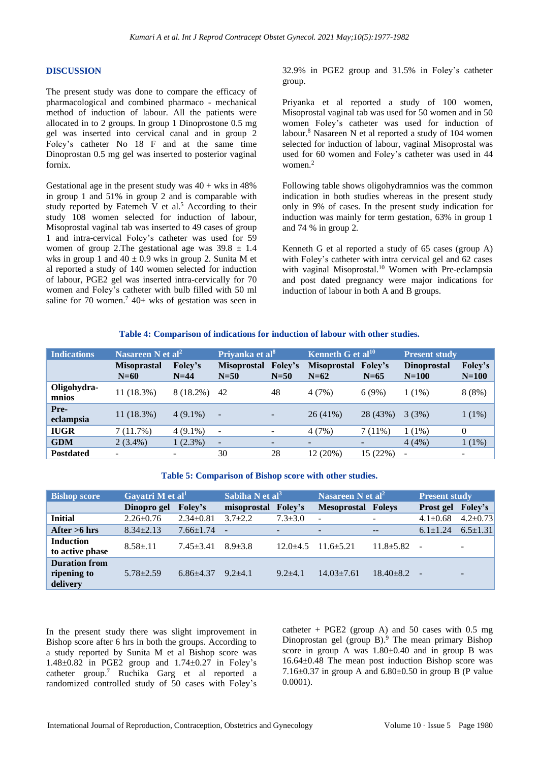## DISCUSSION

The present study was done to compare the efficacy of pharmacological and combined pharmaco - mechanical method of induction of labour. All the patients were allocated in to 2 groups. In group 1 Dinoprostone 0.5 mg gel was inserted into cervical canal and in group 2 Foley's catheter No 18 F and at the same time Dinoprostan 0.5 mg gel was inserted to posterior vaginal fornix.

Gestational age in the present study was 40 + wks in 48% in group 1 and 51% in group 2 and is comparable with study reported by Fatemeh V et al.[5] According to their study 108 women selected for induction of labour, Misoprostal vaginal tab was inserted to 49 cases of group 1 and intra-cervical Foley's catheter was used for 59 women of group 2.The gestational age was 39.8 ± 1.4 wks in group 1 and 40 ± 0.9 wks in group 2. Sunita M et al reported a study of 140 women selected for induction of labour, PGE2 gel was inserted intra-cervically for 70 women and Foley's catheter with bulb filled with 50 ml saline for 70 women.[7] 40+ wks of gestation was seen in 32.9% in PGE2 group and 31.5% in Foley's catheter group.

Priyanka et al reported a study of 100 women, Misoprostal vaginal tab was used for 50 women and in 50 women Foley's catheter was used for induction of labour.[8] Nasareen N et al reported a study of 104 women selected for induction of labour, vaginal Misoprostal was used for 60 women and Foley's catheter was used in 44 women.[2]

Following table shows oligohydramnios was the common indication in both studies whereas in the present study only in 9% of cases. In the present study indication for induction was mainly for term gestation, 63% in group 1 and 74 % in group 2.

Kenneth G et al reported a study of 65 cases (group A) with Foley's catheter with intra cervical gel and 62 cases with vaginal Misoprostal.[10] Women with Pre-eclampsia and post dated pregnancy were major indications for induction of labour in both A and B groups.

**Table 4: Comparison of indications for induction of labour with other studies.**

| Indications | Nasareen N et al[2] | | Priyanka et al[8] | | Kenneth G et al[10] | | Present study | |
|---|---|---|---|---|---|---|---|---|
| | Misoprostal N=60 | Foley's N=44 | Misoprostal N=50 | Foley's N=50 | Misoprostal N=62 | Foley's N=65 | Dinoprostal N=100 | Foley's N=100 |
| Oligohydra-mnios | 11 (18.3%) | 8 (18.2%) | 42 | 48 | 4 (7%) | 6 (9%) | 1 (1%) | 8 (8%) |
| Pre-eclampsia | 11 (18.3%) | 4 (9.1%) | - | - | 26 (41%) | 28 (43%) | 3 (3%) | 1 (1%) |
| IUGR | 7 (11.7%) | 4 (9.1%) | - | - | 4 (7%) | 7 (11%) | 1 (1%) | 0 |
| GDM | 2 (3.4%) | 1 (2.3%) | - | - | - | - | 4 (4%) | 1 (1%) |
| Postdated | - | - | 30 | 28 | 12 (20%) | 15 (22%) | - | - |

**Table 5: Comparison of Bishop score with other studies.**

| Bishop score | Gayatri M et al[1] | | Sabiha N et al[3] | | Nasareen N et al[2] | | Present study | |
|---|---|---|---|---|---|---|---|---|
| | Dinopro gel | Foley's | misoprostal | Foley's | Mesoprostal | Foleys | Prost gel | Foley's |
| Initial | 2.26±0.76 | 2.34±0.81 | 3.7±2.2 | 7.3±3.0 | - | - | 4.1±0.68 | 4.2±0.73 |
| After >6 hrs | 8.34±2.13 | 7.66±1.74 | - | - | - | -- | 6.1±1.24 | 6.5±1.31 |
| Induction to active phase | 8.58±.11 | 7.45±3.41 | 8.9±3.8 | 12.0±4.5 | 11.6±5.21 | 11.8±5.82 | - | - |
| Duration from ripening to delivery | 5.78±2.59 | 6.86±4.37 | 9.2±4.1 | 9.2±4.1 | 14.03±7.61 | 18.40±8.2 | - | - |

In the present study there was slight improvement in Bishop score after 6 hrs in both the groups. According to a study reported by Sunita M et al Bishop score was 1.48±0.82 in PGE2 group and 1.74±0.27 in Foley's catheter group.[7] Ruchika Garg et al reported a randomized controlled study of 50 cases with Foley's catheter + PGE2 (group A) and 50 cases with 0.5 mg Dinoprostan gel (group B).[9] The mean primary Bishop score in group A was 1.80±0.40 and in group B was 16.64±0.48 The mean post induction Bishop score was 7.16±0.37 in group A and 6.80±0.50 in group B (P value 0.0001).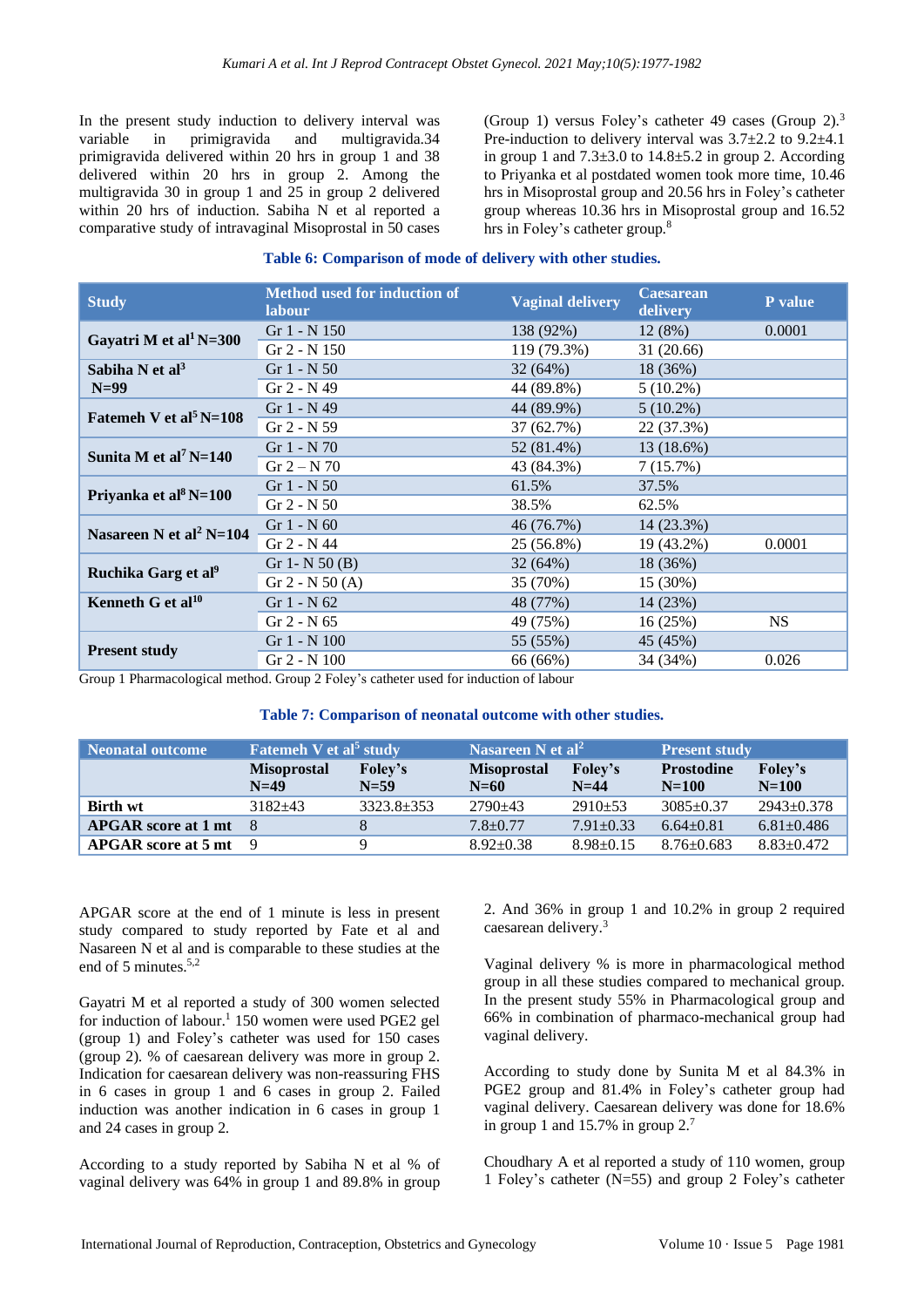In the present study induction to delivery interval was variable in primigravida and multigravida. 34 primigravida delivered within 20 hrs in group 1 and 38 delivered within 20 hrs in group 2. Among the multigravida 30 in group 1 and 25 in group 2 delivered within 20 hrs of induction. Sabiha N et al reported a comparative study of intravaginal Misoprostal in 50 cases (Group 1) versus Foley's catheter 49 cases (Group 2).[3] Pre-induction to delivery interval was 3.7±2.2 to 9.2±4.1 in group 1 and 7.3±3.0 to 14.8±5.2 in group 2. According to Priyanka et al postdated women took more time, 10.46 hrs in Misoprostal group and 20.56 hrs in Foley's catheter group whereas 10.36 hrs in Misoprostal group and 16.52 hrs in Foley's catheter group.[8]

**Table 6: Comparison of mode of delivery with other studies.**

| Study | Method used for induction of labour | Vaginal delivery | Caesarean delivery | P value |
|---|---|---|---|---|
| Gayatri M et al[1] N=300 | Gr 1 - N 150 | 138 (92%) | 12 (8%) | 0.0001 |
| | Gr 2 - N 150 | 119 (79.3%) | 31 (20.66) | |
| Sabiha N et al[3] N=99 | Gr 1 - N 50 | 32 (64%) | 18 (36%) | |
| | Gr 2 - N 49 | 44 (89.8%) | 5 (10.2%) | |
| Fatemeh V et al[5] N=108 | Gr 1 - N 49 | 44 (89.9%) | 5 (10.2%) | |
| | Gr 2 - N 59 | 37 (62.7%) | 22 (37.3%) | |
| Sunita M et al[7] N=140 | Gr 1 - N 70 | 52 (81.4%) | 13 (18.6%) | |
| | Gr 2 – N 70 | 43 (84.3%) | 7 (15.7%) | |
| Priyanka et al[8] N=100 | Gr 1 - N 50 | 61.5% | 37.5% | |
| | Gr 2 - N 50 | 38.5% | 62.5% | |
| Nasareen N et al[2] N=104 | Gr 1 - N 60 | 46 (76.7%) | 14 (23.3%) | |
| | Gr 2 - N 44 | 25 (56.8%) | 19 (43.2%) | 0.0001 |
| Ruchika Garg et al[9] | Gr 1- N 50 (B) | 32 (64%) | 18 (36%) | |
| | Gr 2 - N 50 (A) | 35 (70%) | 15 (30%) | |
| Kenneth G et al[10] | Gr 1 - N 62 | 48 (77%) | 14 (23%) | |
| | Gr 2 - N 65 | 49 (75%) | 16 (25%) | NS |
| Present study | Gr 1 - N 100 | 55 (55%) | 45 (45%) | |
| | Gr 2 - N 100 | 66 (66%) | 34 (34%) | 0.026 |

Group 1 Pharmacological method. Group 2 Foley's catheter used for induction of labour

**Table 7: Comparison of neonatal outcome with other studies.**

| Neonatal outcome | Fatemeh V et al[5] study | | Nasareen N et al[2] | | Present study | |
|---|---|---|---|---|---|---|
| | Misoprostal N=49 | Foley's N=59 | Misoprostal N=60 | Foley's N=44 | Prostodine N=100 | Foley's N=100 |
| Birth wt | 3182±43 | 3323.8±353 | 2790±43 | 2910±53 | 3085±0.37 | 2943±0.378 |
| APGAR score at 1 mt | 8 | 8 | 7.8±0.77 | 7.91±0.33 | 6.64±0.81 | 6.81±0.486 |
| APGAR score at 5 mt | 9 | 9 | 8.92±0.38 | 8.98±0.15 | 8.76±0.683 | 8.83±0.472 |

APGAR score at the end of 1 minute is less in present study compared to study reported by Fate et al and Nasareen N et al and is comparable to these studies at the end of 5 minutes.[5,2]

Gayatri M et al reported a study of 300 women selected for induction of labour.[1] 150 women were used PGE2 gel (group 1) and Foley's catheter was used for 150 cases (group 2). % of caesarean delivery was more in group 2. Indication for caesarean delivery was non-reassuring FHS in 6 cases in group 1 and 6 cases in group 2. Failed induction was another indication in 6 cases in group 1 and 24 cases in group 2.

According to a study reported by Sabiha N et al % of vaginal delivery was 64% in group 1 and 89.8% in group 2. And 36% in group 1 and 10.2% in group 2 required caesarean delivery.[3]

Vaginal delivery % is more in pharmacological method group in all these studies compared to mechanical group. In the present study 55% in Pharmacological group and 66% in combination of pharmaco-mechanical group had vaginal delivery.

According to study done by Sunita M et al 84.3% in PGE2 group and 81.4% in Foley's catheter group had vaginal delivery. Caesarean delivery was done for 18.6% in group 1 and 15.7% in group 2.[7]

Choudhary A et al reported a study of 110 women, group 1 Foley's catheter (N=55) and group 2 Foley's catheter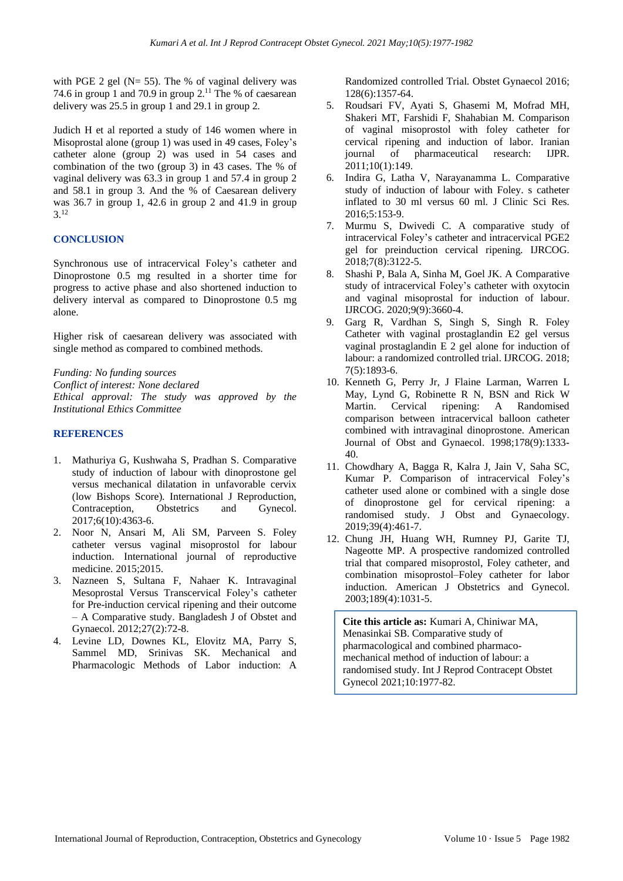with PGE 2 gel (N= 55). The % of vaginal delivery was 74.6 in group 1 and 70.9 in group 2.[11] The % of caesarean delivery was 25.5 in group 1 and 29.1 in group 2.

Judich H et al reported a study of 146 women where in Misoprostal alone (group 1) was used in 49 cases, Foley's catheter alone (group 2) was used in 54 cases and combination of the two (group 3) in 43 cases. The % of vaginal delivery was 63.3 in group 1 and 57.4 in group 2 and 58.1 in group 3. And the % of Caesarean delivery was 36.7 in group 1, 42.6 in group 2 and 41.9 in group 3.[12]

## CONCLUSION

Synchronous use of intracervical Foley's catheter and Dinoprostone 0.5 mg resulted in a shorter time for progress to active phase and also shortened induction to delivery interval as compared to Dinoprostone 0.5 mg alone.

Higher risk of caesarean delivery was associated with single method as compared to combined methods.

*Funding: No funding sources*
*Conflict of interest: None declared*
*Ethical approval: The study was approved by the Institutional Ethics Committee*

## REFERENCES

1. Mathuriya G, Kushwaha S, Pradhan S. Comparative study of induction of labour with dinoprostone gel versus mechanical dilatation in unfavorable cervix (low Bishops Score). International J Reproduction, Contraception, Obstetrics and Gynecol. 2017;6(10):4363-6.
2. Noor N, Ansari M, Ali SM, Parveen S. Foley catheter versus vaginal misoprostol for labour induction. International journal of reproductive medicine. 2015;2015.
3. Nazneen S, Sultana F, Nahaer K. Intravaginal Mesoprostal Versus Transcervical Foley's catheter for Pre-induction cervical ripening and their outcome – A Comparative study. Bangladesh J of Obstet and Gynaecol. 2012;27(2):72-8.
4. Levine LD, Downes KL, Elovitz MA, Parry S, Sammel MD, Srinivas SK. Mechanical and Pharmacologic Methods of Labor induction: A Randomized controlled Trial. Obstet Gynaecol 2016; 128(6):1357-64.
5. Roudsari FV, Ayati S, Ghasemi M, Mofrad MH, Shakeri MT, Farshidi F, Shahabian M. Comparison of vaginal misoprostol with foley catheter for cervical ripening and induction of labor. Iranian journal of pharmaceutical research: IJPR. 2011;10(1):149.
6. Indira G, Latha V, Narayanamma L. Comparative study of induction of labour with Foley. s catheter inflated to 30 ml versus 60 ml. J Clinic Sci Res. 2016;5:153-9.
7. Murmu S, Dwivedi C. A comparative study of intracervical Foley's catheter and intracervical PGE2 gel for preinduction cervical ripening. IJRCOG. 2018;7(8):3122-5.
8. Shashi P, Bala A, Sinha M, Goel JK. A Comparative study of intracervical Foley's catheter with oxytocin and vaginal misoprostal for induction of labour. IJRCOG. 2020;9(9):3660-4.
9. Garg R, Vardhan S, Singh S, Singh R. Foley Catheter with vaginal prostaglandin E2 gel versus vaginal prostaglandin E 2 gel alone for induction of labour: a randomized controlled trial. IJRCOG. 2018; 7(5):1893-6.
10. Kenneth G, Perry Jr, J Flaine Larman, Warren L May, Lynd G, Robinette R N, BSN and Rick W Martin. Cervical ripening: A Randomised comparison between intracervical balloon catheter combined with intravaginal dinoprostone. American Journal of Obst and Gynaecol. 1998;178(9):1333-40.
11. Chowdhary A, Bagga R, Kalra J, Jain V, Saha SC, Kumar P. Comparison of intracervical Foley's catheter used alone or combined with a single dose of dinoprostone gel for cervical ripening: a randomised study. J Obst and Gynaecology. 2019;39(4):461-7.
12. Chung JH, Huang WH, Rumney PJ, Garite TJ, Nageotte MP. A prospective randomized controlled trial that compared misoprostol, Foley catheter, and combination misoprostol–Foley catheter for labor induction. American J Obstetrics and Gynecol. 2003;189(4):1031-5.

**Cite this article as:** Kumari A, Chiniwar MA, Menasinkai SB. Comparative study of pharmacological and combined pharmaco-mechanical method of induction of labour: a randomised study. Int J Reprod Contracept Obstet Gynecol 2021;10:1977-82.